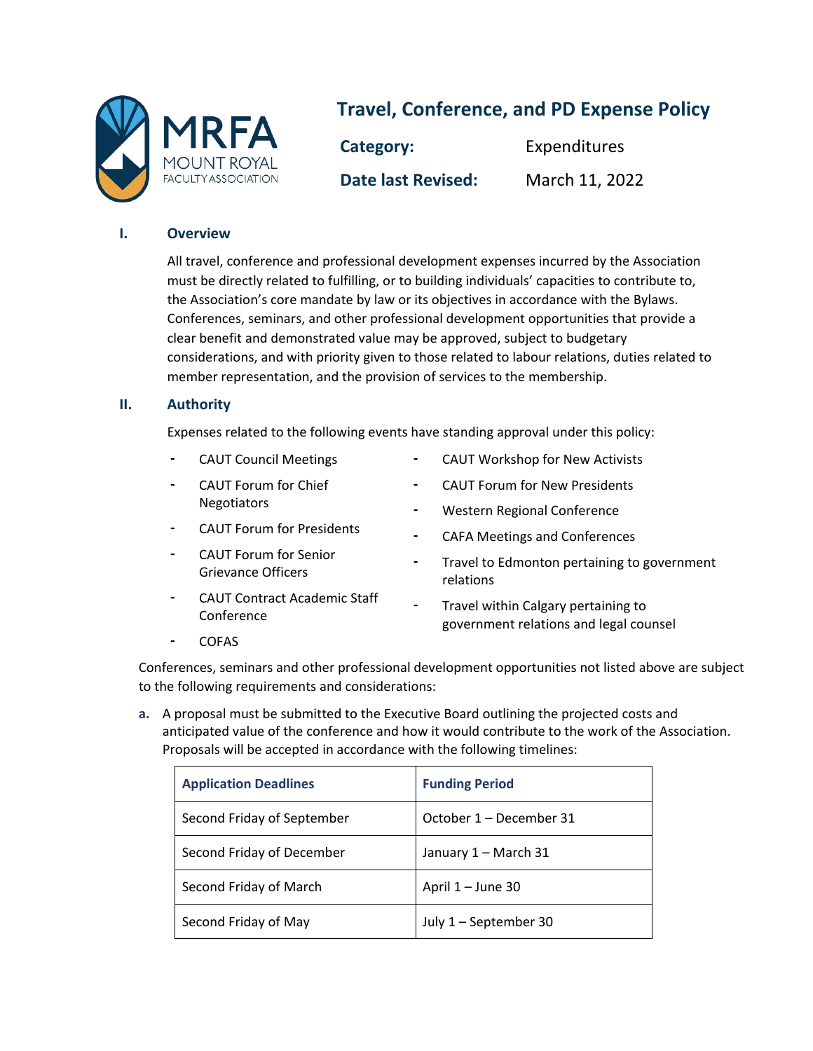MRFA MOUNT ROYAL FACULTY ASSOCIATION

# Travel, Conference, and PD Expense Policy

**Category:** Expenditures

**Date last Revised:** March 11, 2022

## I. Overview

All travel, conference and professional development expenses incurred by the Association must be directly related to fulfilling, or to building individuals' capacities to contribute to, the Association's core mandate by law or its objectives in accordance with the Bylaws. Conferences, seminars, and other professional development opportunities that provide a clear benefit and demonstrated value may be approved, subject to budgetary considerations, and with priority given to those related to labour relations, duties related to member representation, and the provision of services to the membership.

## II. Authority

Expenses related to the following events have standing approval under this policy:

- CAUT Council Meetings
- CAUT Forum for Chief Negotiators
- CAUT Forum for Presidents
- CAUT Forum for Senior Grievance Officers
- CAUT Contract Academic Staff Conference
- COFAS
- CAUT Workshop for New Activists
- CAUT Forum for New Presidents
- Western Regional Conference
- CAFA Meetings and Conferences
- Travel to Edmonton pertaining to government relations
- Travel within Calgary pertaining to government relations and legal counsel

Conferences, seminars and other professional development opportunities not listed above are subject to the following requirements and considerations:

**a.** A proposal must be submitted to the Executive Board outlining the projected costs and anticipated value of the conference and how it would contribute to the work of the Association. Proposals will be accepted in accordance with the following timelines:

| Application Deadlines | Funding Period |
|---|---|
| Second Friday of September | October 1 – December 31 |
| Second Friday of December | January 1 – March 31 |
| Second Friday of March | April 1 – June 30 |
| Second Friday of May | July 1 – September 30 |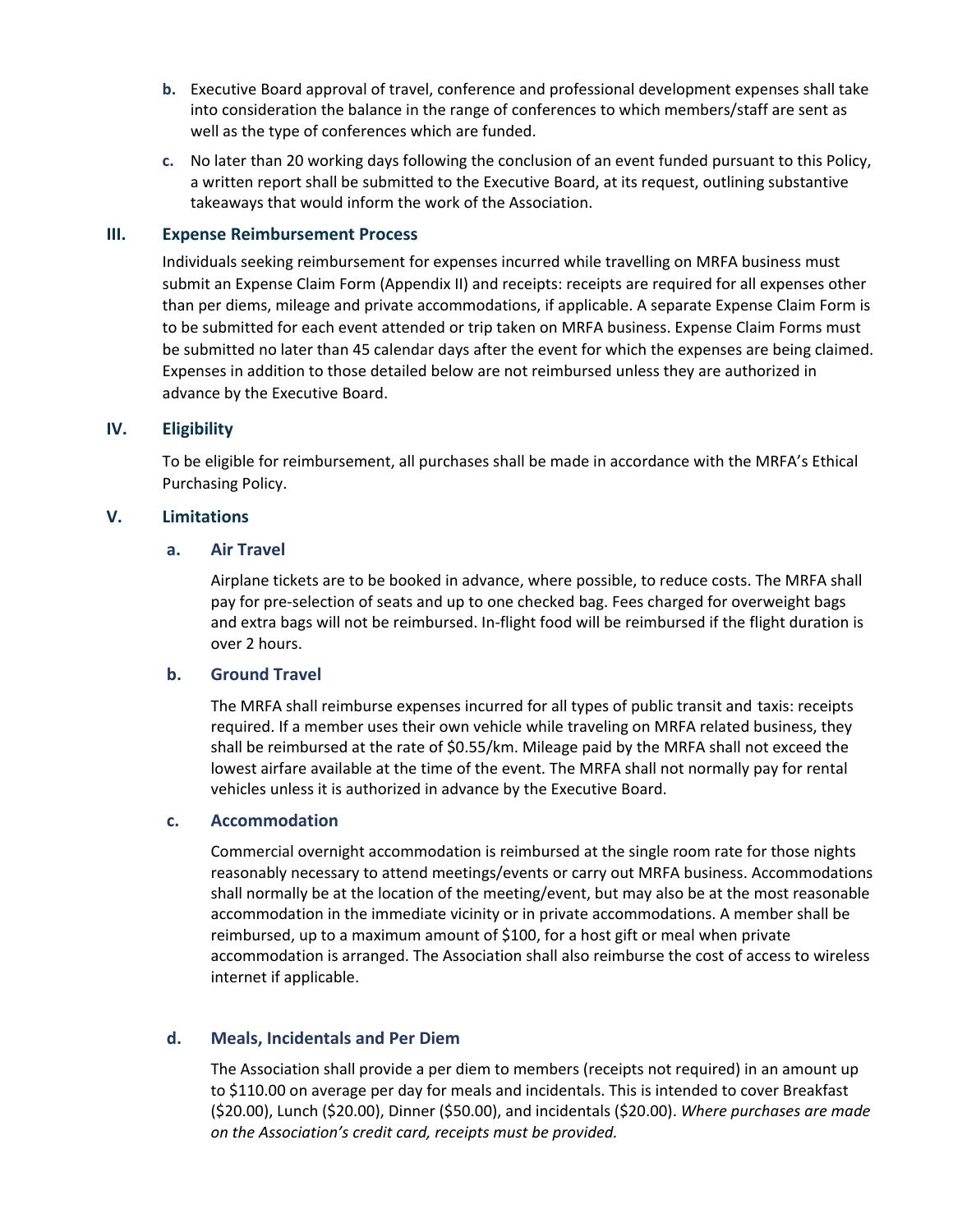b. Executive Board approval of travel, conference and professional development expenses shall take into consideration the balance in the range of conferences to which members/staff are sent as well as the type of conferences which are funded.

c. No later than 20 working days following the conclusion of an event funded pursuant to this Policy, a written report shall be submitted to the Executive Board, at its request, outlining substantive takeaways that would inform the work of the Association.

## III. Expense Reimbursement Process

Individuals seeking reimbursement for expenses incurred while travelling on MRFA business must submit an Expense Claim Form (Appendix II) and receipts: receipts are required for all expenses other than per diems, mileage and private accommodations, if applicable. A separate Expense Claim Form is to be submitted for each event attended or trip taken on MRFA business. Expense Claim Forms must be submitted no later than 45 calendar days after the event for which the expenses are being claimed. Expenses in addition to those detailed below are not reimbursed unless they are authorized in advance by the Executive Board.

## IV. Eligibility

To be eligible for reimbursement, all purchases shall be made in accordance with the MRFA's Ethical Purchasing Policy.

## V. Limitations

### a. Air Travel

Airplane tickets are to be booked in advance, where possible, to reduce costs. The MRFA shall pay for pre-selection of seats and up to one checked bag. Fees charged for overweight bags and extra bags will not be reimbursed. In-flight food will be reimbursed if the flight duration is over 2 hours.

### b. Ground Travel

The MRFA shall reimburse expenses incurred for all types of public transit and taxis: receipts required. If a member uses their own vehicle while traveling on MRFA related business, they shall be reimbursed at the rate of $0.55/km. Mileage paid by the MRFA shall not exceed the lowest airfare available at the time of the event. The MRFA shall not normally pay for rental vehicles unless it is authorized in advance by the Executive Board.

### c. Accommodation

Commercial overnight accommodation is reimbursed at the single room rate for those nights reasonably necessary to attend meetings/events or carry out MRFA business. Accommodations shall normally be at the location of the meeting/event, but may also be at the most reasonable accommodation in the immediate vicinity or in private accommodations. A member shall be reimbursed, up to a maximum amount of $100, for a host gift or meal when private accommodation is arranged. The Association shall also reimburse the cost of access to wireless internet if applicable.

### d. Meals, Incidentals and Per Diem

The Association shall provide a per diem to members (receipts not required) in an amount up to $110.00 on average per day for meals and incidentals. This is intended to cover Breakfast ($20.00), Lunch ($20.00), Dinner ($50.00), and incidentals ($20.00). *Where purchases are made on the Association's credit card, receipts must be provided.*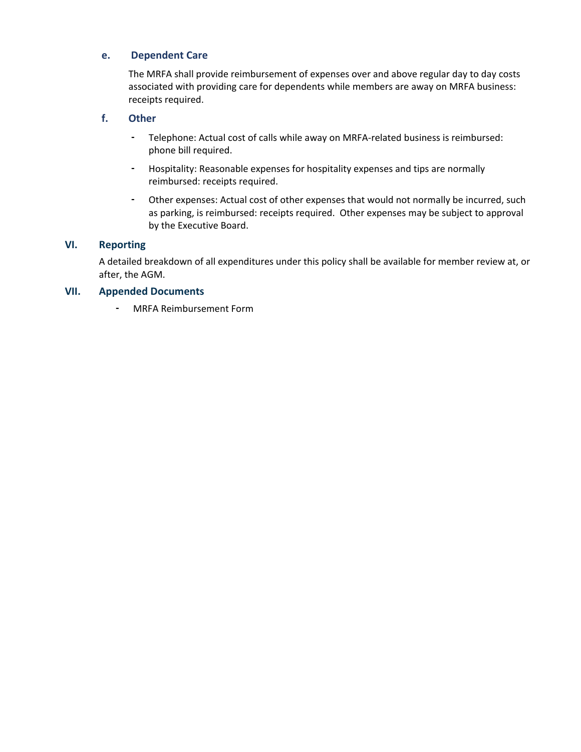#### e. Dependent Care

The MRFA shall provide reimbursement of expenses over and above regular day to day costs associated with providing care for dependents while members are away on MRFA business: receipts required.

#### f. Other

- Telephone: Actual cost of calls while away on MRFA-related business is reimbursed: phone bill required.
- Hospitality: Reasonable expenses for hospitality expenses and tips are normally reimbursed: receipts required.
- Other expenses: Actual cost of other expenses that would not normally be incurred, such as parking, is reimbursed: receipts required. Other expenses may be subject to approval by the Executive Board.

### VI. Reporting

A detailed breakdown of all expenditures under this policy shall be available for member review at, or after, the AGM.

### VII. Appended Documents

- MRFA Reimbursement Form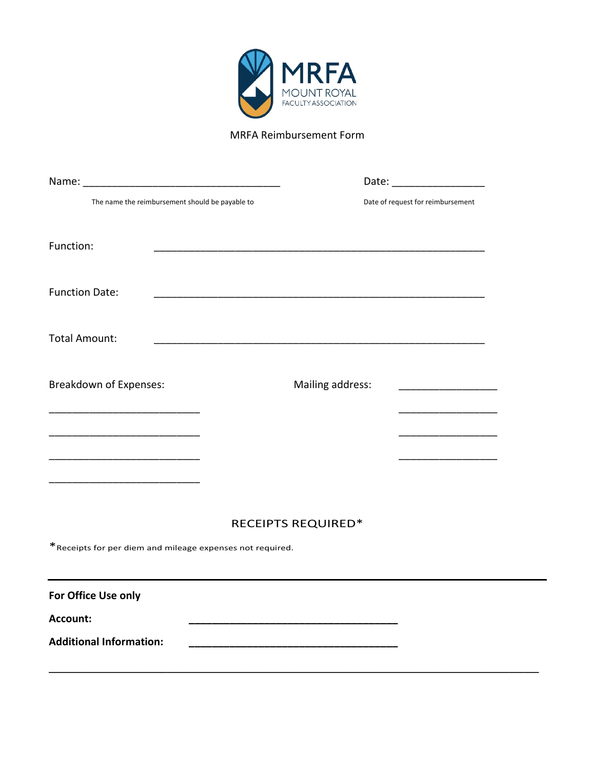MRFA
MOUNT ROYAL
FACULTY ASSOCIATION

MRFA Reimbursement Form

Name: ___________________________________ Date: ________________

The name the reimbursement should be payable to — Date of request for reimbursement

Function: ___________________________________________________________

Function Date: ___________________________________________________________

Total Amount: ___________________________________________________________

Breakdown of Expenses:

___________________________

___________________________

___________________________

___________________________

Mailing address:

_________________

_________________

_________________

_________________

RECEIPTS REQUIRED*

*Receipts for per diem and mileage expenses not required.

---

**For Office Use only**

**Account:** ____________________________________

**Additional Information:** ____________________________________

___________________________________________________________________________________